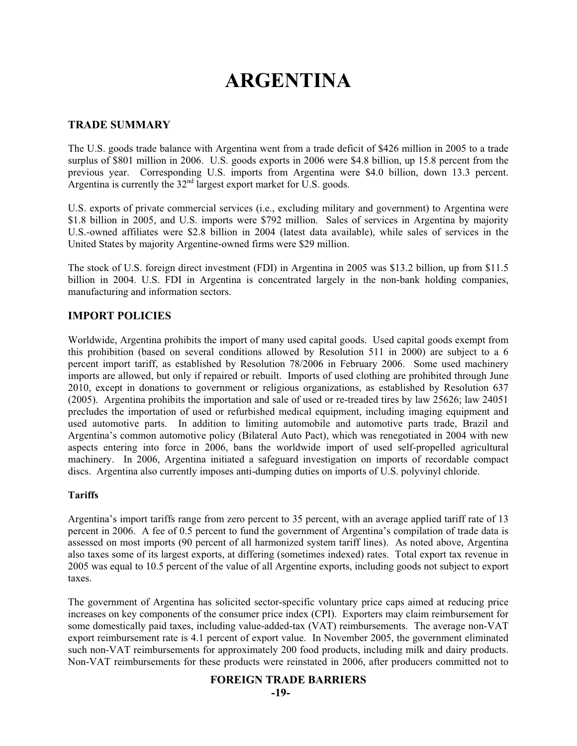# ARGENTINA

## TRADE SUMMARY

The U.S. goods trade balance with Argentina went from a trade deficit of $426 million in 2005 to a trade surplus of $801 million in 2006. U.S. goods exports in 2006 were $4.8 billion, up 15.8 percent from the previous year. Corresponding U.S. imports from Argentina were $4.0 billion, down 13.3 percent. Argentina is currently the 32nd largest export market for U.S. goods.

U.S. exports of private commercial services (i.e., excluding military and government) to Argentina were $1.8 billion in 2005, and U.S. imports were $792 million. Sales of services in Argentina by majority U.S.-owned affiliates were $2.8 billion in 2004 (latest data available), while sales of services in the United States by majority Argentine-owned firms were $29 million.

The stock of U.S. foreign direct investment (FDI) in Argentina in 2005 was $13.2 billion, up from $11.5 billion in 2004. U.S. FDI in Argentina is concentrated largely in the non-bank holding companies, manufacturing and information sectors.

## IMPORT POLICIES

Worldwide, Argentina prohibits the import of many used capital goods. Used capital goods exempt from this prohibition (based on several conditions allowed by Resolution 511 in 2000) are subject to a 6 percent import tariff, as established by Resolution 78/2006 in February 2006. Some used machinery imports are allowed, but only if repaired or rebuilt. Imports of used clothing are prohibited through June 2010, except in donations to government or religious organizations, as established by Resolution 637 (2005). Argentina prohibits the importation and sale of used or re-treaded tires by law 25626; law 24051 precludes the importation of used or refurbished medical equipment, including imaging equipment and used automotive parts. In addition to limiting automobile and automotive parts trade, Brazil and Argentina's common automotive policy (Bilateral Auto Pact), which was renegotiated in 2004 with new aspects entering into force in 2006, bans the worldwide import of used self-propelled agricultural machinery. In 2006, Argentina initiated a safeguard investigation on imports of recordable compact discs. Argentina also currently imposes anti-dumping duties on imports of U.S. polyvinyl chloride.

### Tariffs

Argentina's import tariffs range from zero percent to 35 percent, with an average applied tariff rate of 13 percent in 2006. A fee of 0.5 percent to fund the government of Argentina's compilation of trade data is assessed on most imports (90 percent of all harmonized system tariff lines). As noted above, Argentina also taxes some of its largest exports, at differing (sometimes indexed) rates. Total export tax revenue in 2005 was equal to 10.5 percent of the value of all Argentine exports, including goods not subject to export taxes.

The government of Argentina has solicited sector-specific voluntary price caps aimed at reducing price increases on key components of the consumer price index (CPI). Exporters may claim reimbursement for some domestically paid taxes, including value-added-tax (VAT) reimbursements. The average non-VAT export reimbursement rate is 4.1 percent of export value. In November 2005, the government eliminated such non-VAT reimbursements for approximately 200 food products, including milk and dairy products. Non-VAT reimbursements for these products were reinstated in 2006, after producers committed not to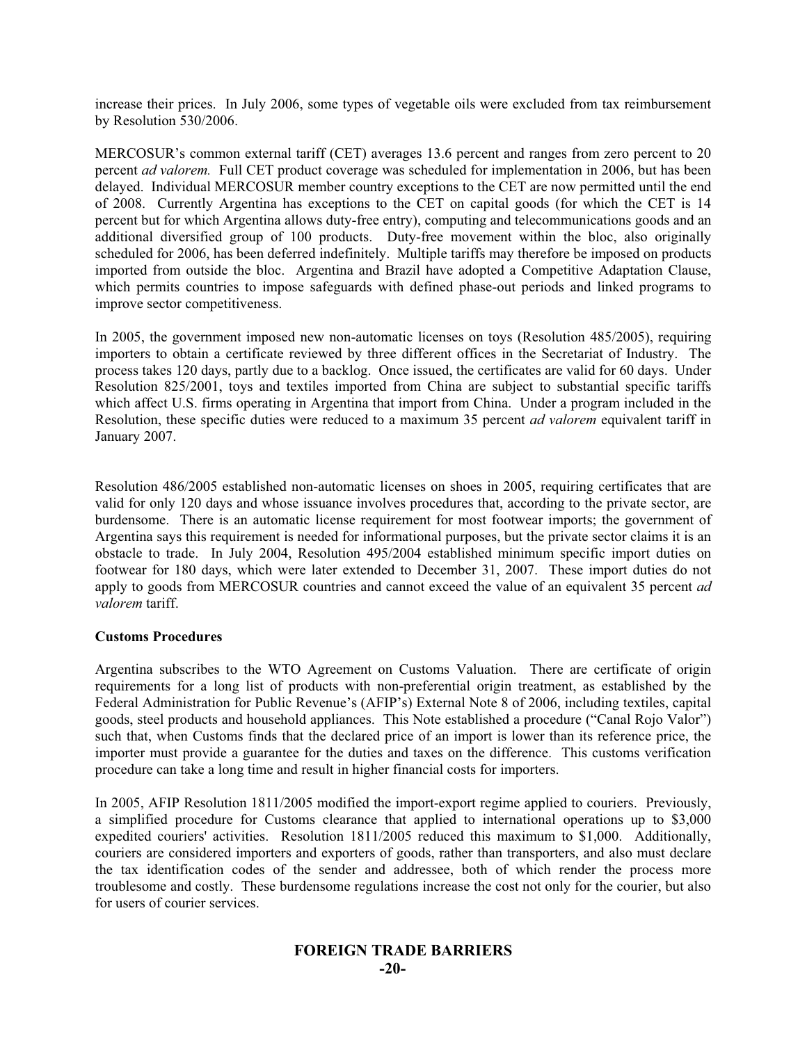increase their prices. In July 2006, some types of vegetable oils were excluded from tax reimbursement by Resolution 530/2006.

MERCOSUR's common external tariff (CET) averages 13.6 percent and ranges from zero percent to 20 percent *ad valorem.* Full CET product coverage was scheduled for implementation in 2006, but has been delayed. Individual MERCOSUR member country exceptions to the CET are now permitted until the end of 2008. Currently Argentina has exceptions to the CET on capital goods (for which the CET is 14 percent but for which Argentina allows duty-free entry), computing and telecommunications goods and an additional diversified group of 100 products. Duty-free movement within the bloc, also originally scheduled for 2006, has been deferred indefinitely. Multiple tariffs may therefore be imposed on products imported from outside the bloc. Argentina and Brazil have adopted a Competitive Adaptation Clause, which permits countries to impose safeguards with defined phase-out periods and linked programs to improve sector competitiveness.

In 2005, the government imposed new non-automatic licenses on toys (Resolution 485/2005), requiring importers to obtain a certificate reviewed by three different offices in the Secretariat of Industry. The process takes 120 days, partly due to a backlog. Once issued, the certificates are valid for 60 days. Under Resolution 825/2001, toys and textiles imported from China are subject to substantial specific tariffs which affect U.S. firms operating in Argentina that import from China. Under a program included in the Resolution, these specific duties were reduced to a maximum 35 percent *ad valorem* equivalent tariff in January 2007.

Resolution 486/2005 established non-automatic licenses on shoes in 2005, requiring certificates that are valid for only 120 days and whose issuance involves procedures that, according to the private sector, are burdensome. There is an automatic license requirement for most footwear imports; the government of Argentina says this requirement is needed for informational purposes, but the private sector claims it is an obstacle to trade. In July 2004, Resolution 495/2004 established minimum specific import duties on footwear for 180 days, which were later extended to December 31, 2007. These import duties do not apply to goods from MERCOSUR countries and cannot exceed the value of an equivalent 35 percent *ad valorem* tariff.

**Customs Procedures**

Argentina subscribes to the WTO Agreement on Customs Valuation. There are certificate of origin requirements for a long list of products with non-preferential origin treatment, as established by the Federal Administration for Public Revenue's (AFIP's) External Note 8 of 2006, including textiles, capital goods, steel products and household appliances. This Note established a procedure ("Canal Rojo Valor") such that, when Customs finds that the declared price of an import is lower than its reference price, the importer must provide a guarantee for the duties and taxes on the difference. This customs verification procedure can take a long time and result in higher financial costs for importers.

In 2005, AFIP Resolution 1811/2005 modified the import-export regime applied to couriers. Previously, a simplified procedure for Customs clearance that applied to international operations up to $3,000 expedited couriers' activities. Resolution 1811/2005 reduced this maximum to $1,000. Additionally, couriers are considered importers and exporters of goods, rather than transporters, and also must declare the tax identification codes of the sender and addressee, both of which render the process more troublesome and costly. These burdensome regulations increase the cost not only for the courier, but also for users of courier services.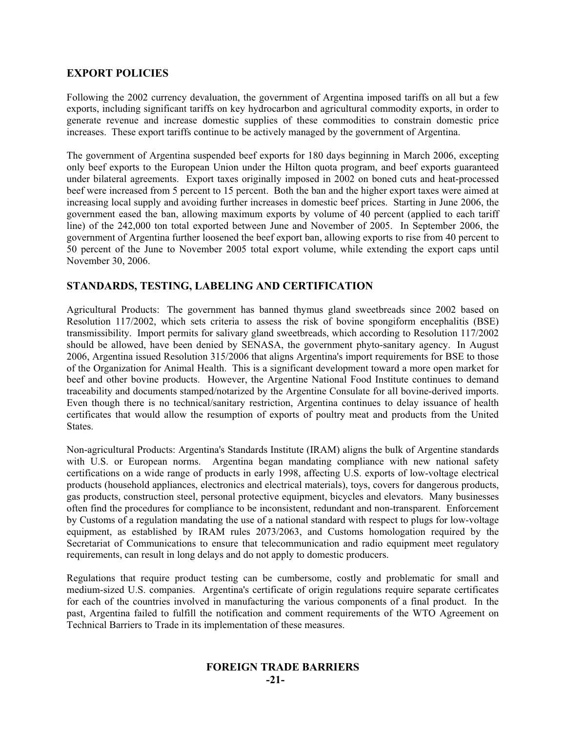## EXPORT POLICIES

Following the 2002 currency devaluation, the government of Argentina imposed tariffs on all but a few exports, including significant tariffs on key hydrocarbon and agricultural commodity exports, in order to generate revenue and increase domestic supplies of these commodities to constrain domestic price increases. These export tariffs continue to be actively managed by the government of Argentina.

The government of Argentina suspended beef exports for 180 days beginning in March 2006, excepting only beef exports to the European Union under the Hilton quota program, and beef exports guaranteed under bilateral agreements. Export taxes originally imposed in 2002 on boned cuts and heat-processed beef were increased from 5 percent to 15 percent. Both the ban and the higher export taxes were aimed at increasing local supply and avoiding further increases in domestic beef prices. Starting in June 2006, the government eased the ban, allowing maximum exports by volume of 40 percent (applied to each tariff line) of the 242,000 ton total exported between June and November of 2005. In September 2006, the government of Argentina further loosened the beef export ban, allowing exports to rise from 40 percent to 50 percent of the June to November 2005 total export volume, while extending the export caps until November 30, 2006.

## STANDARDS, TESTING, LABELING AND CERTIFICATION

Agricultural Products: The government has banned thymus gland sweetbreads since 2002 based on Resolution 117/2002, which sets criteria to assess the risk of bovine spongiform encephalitis (BSE) transmissibility. Import permits for salivary gland sweetbreads, which according to Resolution 117/2002 should be allowed, have been denied by SENASA, the government phyto-sanitary agency. In August 2006, Argentina issued Resolution 315/2006 that aligns Argentina's import requirements for BSE to those of the Organization for Animal Health. This is a significant development toward a more open market for beef and other bovine products. However, the Argentine National Food Institute continues to demand traceability and documents stamped/notarized by the Argentine Consulate for all bovine-derived imports. Even though there is no technical/sanitary restriction, Argentina continues to delay issuance of health certificates that would allow the resumption of exports of poultry meat and products from the United States.

Non-agricultural Products: Argentina's Standards Institute (IRAM) aligns the bulk of Argentine standards with U.S. or European norms. Argentina began mandating compliance with new national safety certifications on a wide range of products in early 1998, affecting U.S. exports of low-voltage electrical products (household appliances, electronics and electrical materials), toys, covers for dangerous products, gas products, construction steel, personal protective equipment, bicycles and elevators. Many businesses often find the procedures for compliance to be inconsistent, redundant and non-transparent. Enforcement by Customs of a regulation mandating the use of a national standard with respect to plugs for low-voltage equipment, as established by IRAM rules 2073/2063, and Customs homologation required by the Secretariat of Communications to ensure that telecommunication and radio equipment meet regulatory requirements, can result in long delays and do not apply to domestic producers.

Regulations that require product testing can be cumbersome, costly and problematic for small and medium-sized U.S. companies. Argentina's certificate of origin regulations require separate certificates for each of the countries involved in manufacturing the various components of a final product. In the past, Argentina failed to fulfill the notification and comment requirements of the WTO Agreement on Technical Barriers to Trade in its implementation of these measures.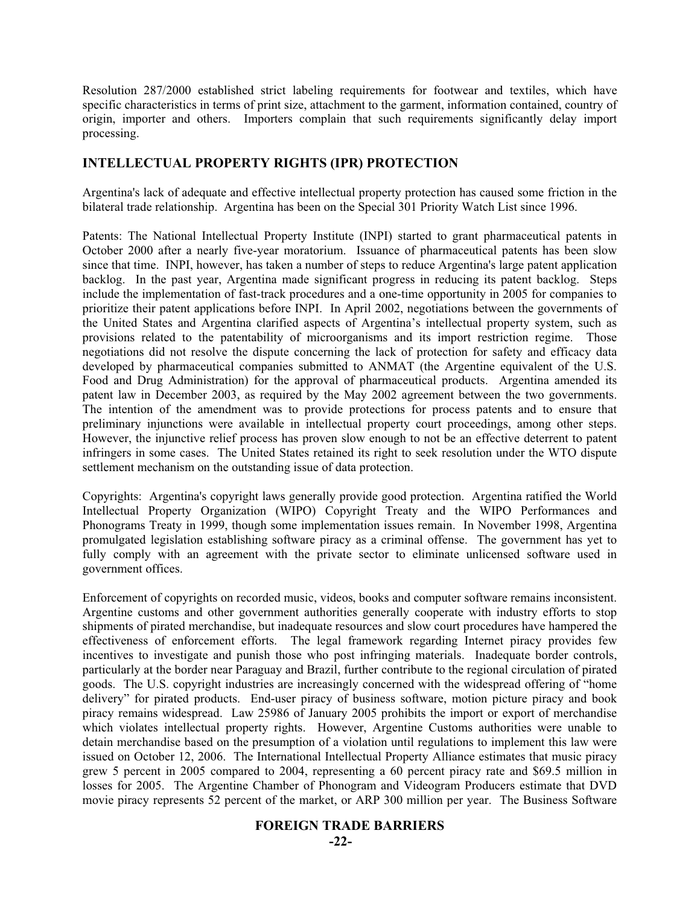Resolution 287/2000 established strict labeling requirements for footwear and textiles, which have specific characteristics in terms of print size, attachment to the garment, information contained, country of origin, importer and others. Importers complain that such requirements significantly delay import processing.

## INTELLECTUAL PROPERTY RIGHTS (IPR) PROTECTION

Argentina's lack of adequate and effective intellectual property protection has caused some friction in the bilateral trade relationship. Argentina has been on the Special 301 Priority Watch List since 1996.

Patents: The National Intellectual Property Institute (INPI) started to grant pharmaceutical patents in October 2000 after a nearly five-year moratorium. Issuance of pharmaceutical patents has been slow since that time. INPI, however, has taken a number of steps to reduce Argentina's large patent application backlog. In the past year, Argentina made significant progress in reducing its patent backlog. Steps include the implementation of fast-track procedures and a one-time opportunity in 2005 for companies to prioritize their patent applications before INPI. In April 2002, negotiations between the governments of the United States and Argentina clarified aspects of Argentina's intellectual property system, such as provisions related to the patentability of microorganisms and its import restriction regime. Those negotiations did not resolve the dispute concerning the lack of protection for safety and efficacy data developed by pharmaceutical companies submitted to ANMAT (the Argentine equivalent of the U.S. Food and Drug Administration) for the approval of pharmaceutical products. Argentina amended its patent law in December 2003, as required by the May 2002 agreement between the two governments. The intention of the amendment was to provide protections for process patents and to ensure that preliminary injunctions were available in intellectual property court proceedings, among other steps. However, the injunctive relief process has proven slow enough to not be an effective deterrent to patent infringers in some cases. The United States retained its right to seek resolution under the WTO dispute settlement mechanism on the outstanding issue of data protection.

Copyrights: Argentina's copyright laws generally provide good protection. Argentina ratified the World Intellectual Property Organization (WIPO) Copyright Treaty and the WIPO Performances and Phonograms Treaty in 1999, though some implementation issues remain. In November 1998, Argentina promulgated legislation establishing software piracy as a criminal offense. The government has yet to fully comply with an agreement with the private sector to eliminate unlicensed software used in government offices.

Enforcement of copyrights on recorded music, videos, books and computer software remains inconsistent. Argentine customs and other government authorities generally cooperate with industry efforts to stop shipments of pirated merchandise, but inadequate resources and slow court procedures have hampered the effectiveness of enforcement efforts. The legal framework regarding Internet piracy provides few incentives to investigate and punish those who post infringing materials. Inadequate border controls, particularly at the border near Paraguay and Brazil, further contribute to the regional circulation of pirated goods. The U.S. copyright industries are increasingly concerned with the widespread offering of "home delivery" for pirated products. End-user piracy of business software, motion picture piracy and book piracy remains widespread. Law 25986 of January 2005 prohibits the import or export of merchandise which violates intellectual property rights. However, Argentine Customs authorities were unable to detain merchandise based on the presumption of a violation until regulations to implement this law were issued on October 12, 2006. The International Intellectual Property Alliance estimates that music piracy grew 5 percent in 2005 compared to 2004, representing a 60 percent piracy rate and $69.5 million in losses for 2005. The Argentine Chamber of Phonogram and Videogram Producers estimate that DVD movie piracy represents 52 percent of the market, or ARP 300 million per year. The Business Software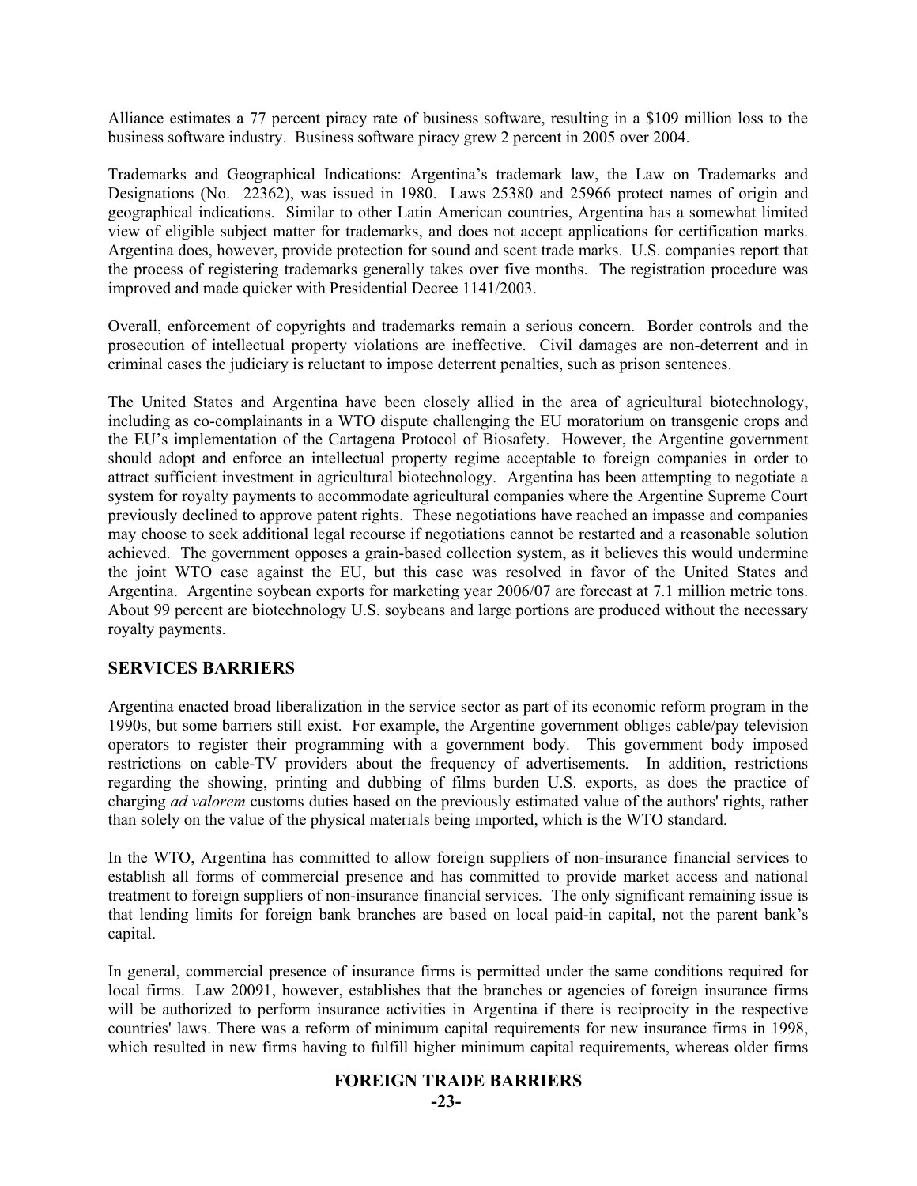Alliance estimates a 77 percent piracy rate of business software, resulting in a $109 million loss to the business software industry. Business software piracy grew 2 percent in 2005 over 2004.

Trademarks and Geographical Indications: Argentina's trademark law, the Law on Trademarks and Designations (No. 22362), was issued in 1980. Laws 25380 and 25966 protect names of origin and geographical indications. Similar to other Latin American countries, Argentina has a somewhat limited view of eligible subject matter for trademarks, and does not accept applications for certification marks. Argentina does, however, provide protection for sound and scent trade marks. U.S. companies report that the process of registering trademarks generally takes over five months. The registration procedure was improved and made quicker with Presidential Decree 1141/2003.

Overall, enforcement of copyrights and trademarks remain a serious concern. Border controls and the prosecution of intellectual property violations are ineffective. Civil damages are non-deterrent and in criminal cases the judiciary is reluctant to impose deterrent penalties, such as prison sentences.

The United States and Argentina have been closely allied in the area of agricultural biotechnology, including as co-complainants in a WTO dispute challenging the EU moratorium on transgenic crops and the EU's implementation of the Cartagena Protocol of Biosafety. However, the Argentine government should adopt and enforce an intellectual property regime acceptable to foreign companies in order to attract sufficient investment in agricultural biotechnology. Argentina has been attempting to negotiate a system for royalty payments to accommodate agricultural companies where the Argentine Supreme Court previously declined to approve patent rights. These negotiations have reached an impasse and companies may choose to seek additional legal recourse if negotiations cannot be restarted and a reasonable solution achieved. The government opposes a grain-based collection system, as it believes this would undermine the joint WTO case against the EU, but this case was resolved in favor of the United States and Argentina. Argentine soybean exports for marketing year 2006/07 are forecast at 7.1 million metric tons. About 99 percent are biotechnology U.S. soybeans and large portions are produced without the necessary royalty payments.

## SERVICES BARRIERS

Argentina enacted broad liberalization in the service sector as part of its economic reform program in the 1990s, but some barriers still exist. For example, the Argentine government obliges cable/pay television operators to register their programming with a government body. This government body imposed restrictions on cable-TV providers about the frequency of advertisements. In addition, restrictions regarding the showing, printing and dubbing of films burden U.S. exports, as does the practice of charging *ad valorem* customs duties based on the previously estimated value of the authors' rights, rather than solely on the value of the physical materials being imported, which is the WTO standard.

In the WTO, Argentina has committed to allow foreign suppliers of non-insurance financial services to establish all forms of commercial presence and has committed to provide market access and national treatment to foreign suppliers of non-insurance financial services. The only significant remaining issue is that lending limits for foreign bank branches are based on local paid-in capital, not the parent bank's capital.

In general, commercial presence of insurance firms is permitted under the same conditions required for local firms. Law 20091, however, establishes that the branches or agencies of foreign insurance firms will be authorized to perform insurance activities in Argentina if there is reciprocity in the respective countries' laws. There was a reform of minimum capital requirements for new insurance firms in 1998, which resulted in new firms having to fulfill higher minimum capital requirements, whereas older firms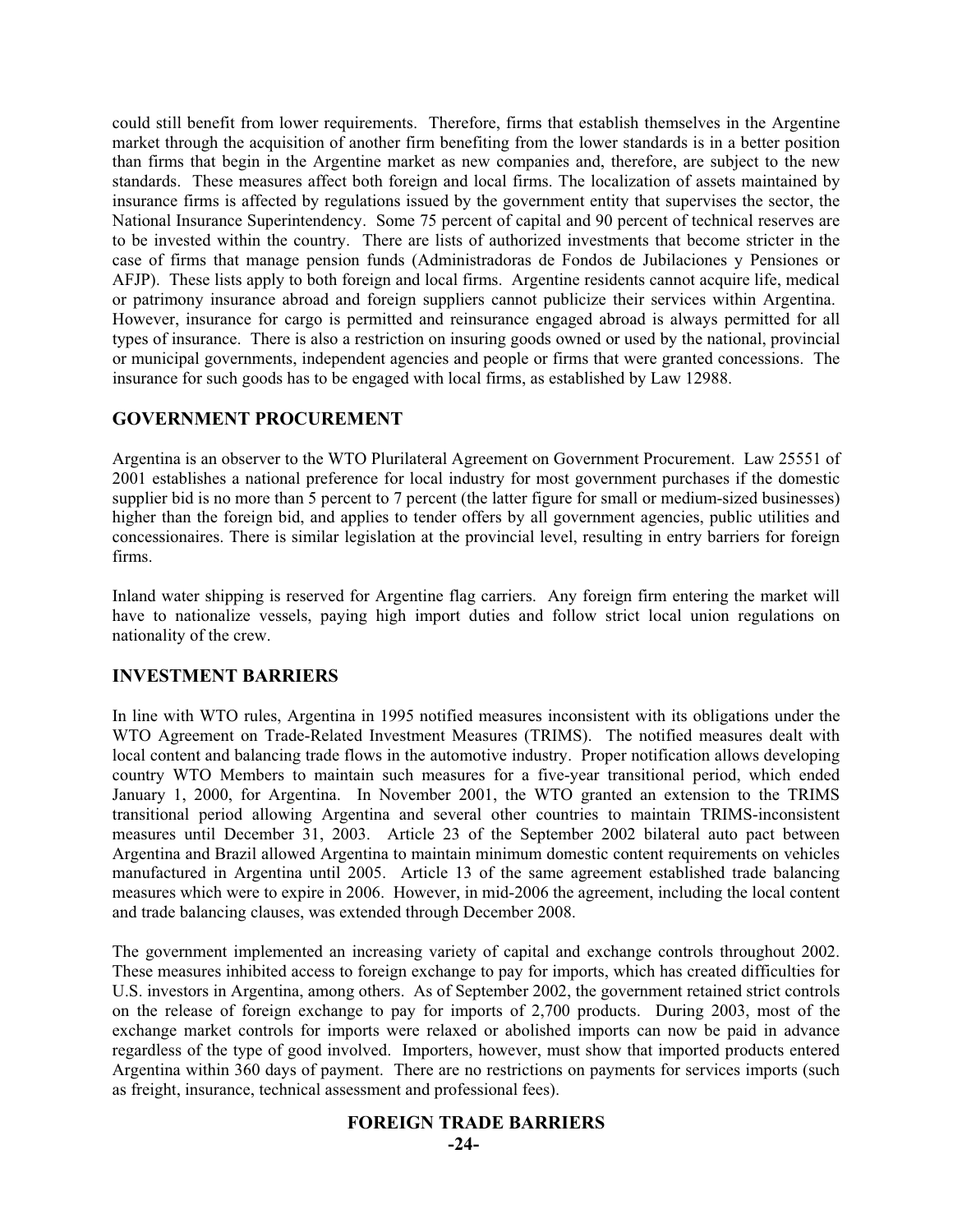could still benefit from lower requirements. Therefore, firms that establish themselves in the Argentine market through the acquisition of another firm benefiting from the lower standards is in a better position than firms that begin in the Argentine market as new companies and, therefore, are subject to the new standards. These measures affect both foreign and local firms. The localization of assets maintained by insurance firms is affected by regulations issued by the government entity that supervises the sector, the National Insurance Superintendency. Some 75 percent of capital and 90 percent of technical reserves are to be invested within the country. There are lists of authorized investments that become stricter in the case of firms that manage pension funds (Administradoras de Fondos de Jubilaciones y Pensiones or AFJP). These lists apply to both foreign and local firms. Argentine residents cannot acquire life, medical or patrimony insurance abroad and foreign suppliers cannot publicize their services within Argentina. However, insurance for cargo is permitted and reinsurance engaged abroad is always permitted for all types of insurance. There is also a restriction on insuring goods owned or used by the national, provincial or municipal governments, independent agencies and people or firms that were granted concessions. The insurance for such goods has to be engaged with local firms, as established by Law 12988.

## GOVERNMENT PROCUREMENT

Argentina is an observer to the WTO Plurilateral Agreement on Government Procurement. Law 25551 of 2001 establishes a national preference for local industry for most government purchases if the domestic supplier bid is no more than 5 percent to 7 percent (the latter figure for small or medium-sized businesses) higher than the foreign bid, and applies to tender offers by all government agencies, public utilities and concessionaires. There is similar legislation at the provincial level, resulting in entry barriers for foreign firms.

Inland water shipping is reserved for Argentine flag carriers. Any foreign firm entering the market will have to nationalize vessels, paying high import duties and follow strict local union regulations on nationality of the crew.

## INVESTMENT BARRIERS

In line with WTO rules, Argentina in 1995 notified measures inconsistent with its obligations under the WTO Agreement on Trade-Related Investment Measures (TRIMS). The notified measures dealt with local content and balancing trade flows in the automotive industry. Proper notification allows developing country WTO Members to maintain such measures for a five-year transitional period, which ended January 1, 2000, for Argentina. In November 2001, the WTO granted an extension to the TRIMS transitional period allowing Argentina and several other countries to maintain TRIMS-inconsistent measures until December 31, 2003. Article 23 of the September 2002 bilateral auto pact between Argentina and Brazil allowed Argentina to maintain minimum domestic content requirements on vehicles manufactured in Argentina until 2005. Article 13 of the same agreement established trade balancing measures which were to expire in 2006. However, in mid-2006 the agreement, including the local content and trade balancing clauses, was extended through December 2008.

The government implemented an increasing variety of capital and exchange controls throughout 2002. These measures inhibited access to foreign exchange to pay for imports, which has created difficulties for U.S. investors in Argentina, among others. As of September 2002, the government retained strict controls on the release of foreign exchange to pay for imports of 2,700 products. During 2003, most of the exchange market controls for imports were relaxed or abolished imports can now be paid in advance regardless of the type of good involved. Importers, however, must show that imported products entered Argentina within 360 days of payment. There are no restrictions on payments for services imports (such as freight, insurance, technical assessment and professional fees).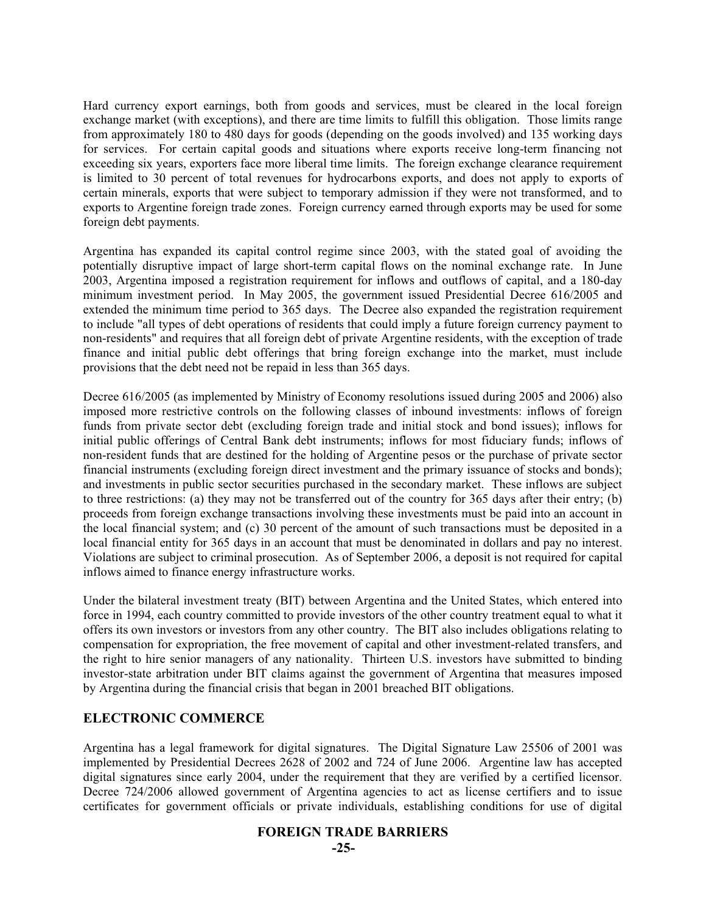Hard currency export earnings, both from goods and services, must be cleared in the local foreign exchange market (with exceptions), and there are time limits to fulfill this obligation. Those limits range from approximately 180 to 480 days for goods (depending on the goods involved) and 135 working days for services. For certain capital goods and situations where exports receive long-term financing not exceeding six years, exporters face more liberal time limits. The foreign exchange clearance requirement is limited to 30 percent of total revenues for hydrocarbons exports, and does not apply to exports of certain minerals, exports that were subject to temporary admission if they were not transformed, and to exports to Argentine foreign trade zones. Foreign currency earned through exports may be used for some foreign debt payments.

Argentina has expanded its capital control regime since 2003, with the stated goal of avoiding the potentially disruptive impact of large short-term capital flows on the nominal exchange rate. In June 2003, Argentina imposed a registration requirement for inflows and outflows of capital, and a 180-day minimum investment period. In May 2005, the government issued Presidential Decree 616/2005 and extended the minimum time period to 365 days. The Decree also expanded the registration requirement to include "all types of debt operations of residents that could imply a future foreign currency payment to non-residents" and requires that all foreign debt of private Argentine residents, with the exception of trade finance and initial public debt offerings that bring foreign exchange into the market, must include provisions that the debt need not be repaid in less than 365 days.

Decree 616/2005 (as implemented by Ministry of Economy resolutions issued during 2005 and 2006) also imposed more restrictive controls on the following classes of inbound investments: inflows of foreign funds from private sector debt (excluding foreign trade and initial stock and bond issues); inflows for initial public offerings of Central Bank debt instruments; inflows for most fiduciary funds; inflows of non-resident funds that are destined for the holding of Argentine pesos or the purchase of private sector financial instruments (excluding foreign direct investment and the primary issuance of stocks and bonds); and investments in public sector securities purchased in the secondary market. These inflows are subject to three restrictions: (a) they may not be transferred out of the country for 365 days after their entry; (b) proceeds from foreign exchange transactions involving these investments must be paid into an account in the local financial system; and (c) 30 percent of the amount of such transactions must be deposited in a local financial entity for 365 days in an account that must be denominated in dollars and pay no interest. Violations are subject to criminal prosecution. As of September 2006, a deposit is not required for capital inflows aimed to finance energy infrastructure works.

Under the bilateral investment treaty (BIT) between Argentina and the United States, which entered into force in 1994, each country committed to provide investors of the other country treatment equal to what it offers its own investors or investors from any other country. The BIT also includes obligations relating to compensation for expropriation, the free movement of capital and other investment-related transfers, and the right to hire senior managers of any nationality. Thirteen U.S. investors have submitted to binding investor-state arbitration under BIT claims against the government of Argentina that measures imposed by Argentina during the financial crisis that began in 2001 breached BIT obligations.

## ELECTRONIC COMMERCE

Argentina has a legal framework for digital signatures. The Digital Signature Law 25506 of 2001 was implemented by Presidential Decrees 2628 of 2002 and 724 of June 2006. Argentine law has accepted digital signatures since early 2004, under the requirement that they are verified by a certified licensor. Decree 724/2006 allowed government of Argentina agencies to act as license certifiers and to issue certificates for government officials or private individuals, establishing conditions for use of digital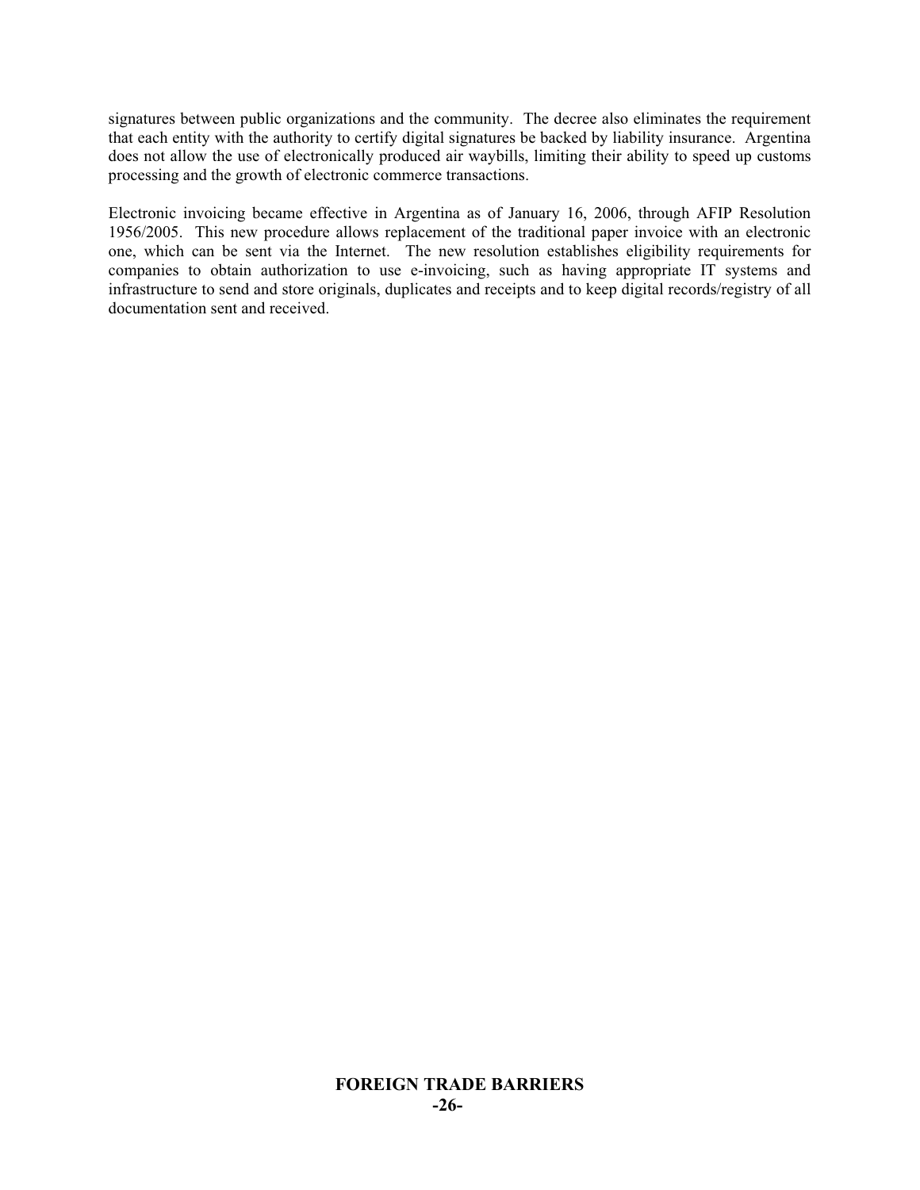signatures between public organizations and the community. The decree also eliminates the requirement that each entity with the authority to certify digital signatures be backed by liability insurance. Argentina does not allow the use of electronically produced air waybills, limiting their ability to speed up customs processing and the growth of electronic commerce transactions.

Electronic invoicing became effective in Argentina as of January 16, 2006, through AFIP Resolution 1956/2005. This new procedure allows replacement of the traditional paper invoice with an electronic one, which can be sent via the Internet. The new resolution establishes eligibility requirements for companies to obtain authorization to use e-invoicing, such as having appropriate IT systems and infrastructure to send and store originals, duplicates and receipts and to keep digital records/registry of all documentation sent and received.